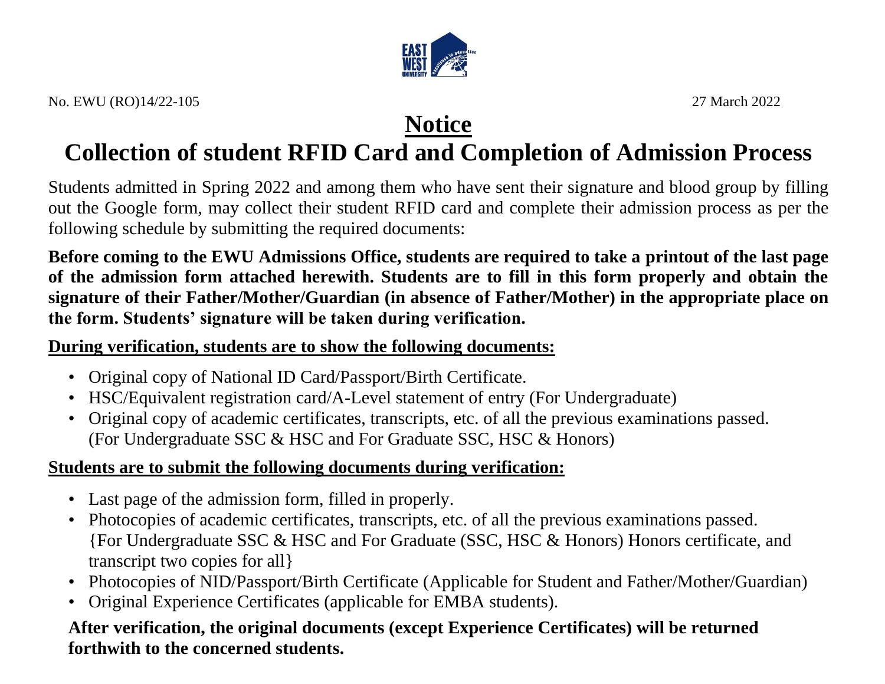No. EWU (RO)14/22-105 27 March 2022

# Notice

## Collection of student RFID Card and Completion of Admission Process

Students admitted in Spring 2022 and among them who have sent their signature and blood group by filling out the Google form, may collect their student RFID card and complete their admission process as per the following schedule by submitting the required documents:

**Before coming to the EWU Admissions Office, students are required to take a printout of the last page of the admission form attached herewith. Students are to fill in this form properly and obtain the signature of their Father/Mother/Guardian (in absence of Father/Mother) in the appropriate place on the form. Students' signature will be taken during verification.**

**During verification, students are to show the following documents:**

- Original copy of National ID Card/Passport/Birth Certificate.
- HSC/Equivalent registration card/A-Level statement of entry (For Undergraduate)
- Original copy of academic certificates, transcripts, etc. of all the previous examinations passed. (For Undergraduate SSC & HSC and For Graduate SSC, HSC & Honors)

**Students are to submit the following documents during verification:**

- Last page of the admission form, filled in properly.
- Photocopies of academic certificates, transcripts, etc. of all the previous examinations passed. {For Undergraduate SSC & HSC and For Graduate (SSC, HSC & Honors) Honors certificate, and transcript two copies for all}
- Photocopies of NID/Passport/Birth Certificate (Applicable for Student and Father/Mother/Guardian)
- Original Experience Certificates (applicable for EMBA students).

**After verification, the original documents (except Experience Certificates) will be returned forthwith to the concerned students.**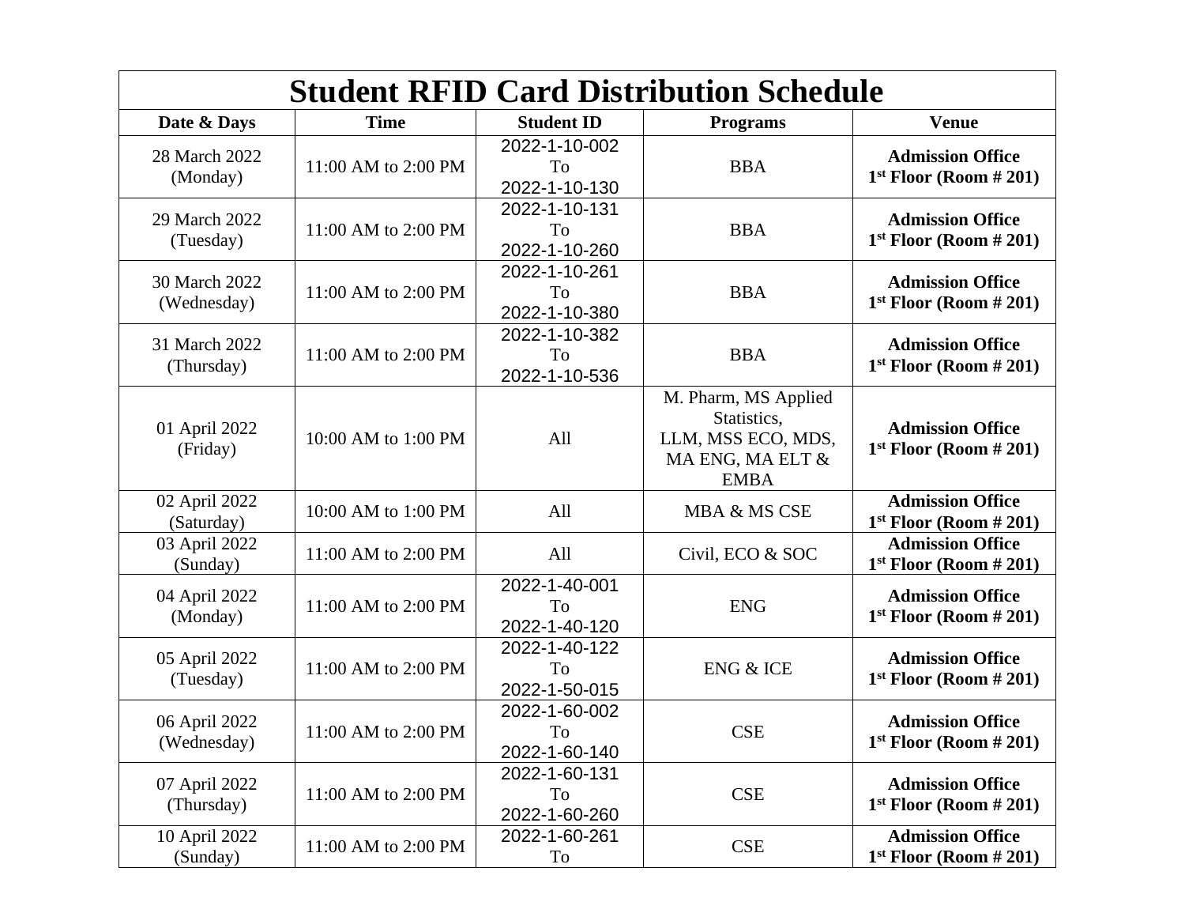# Student RFID Card Distribution Schedule

| Date & Days | Time | Student ID | Programs | Venue |
|---|---|---|---|---|
| 28 March 2022 (Monday) | 11:00 AM to 2:00 PM | 2022-1-10-002 To 2022-1-10-130 | BBA | **Admission Office 1st Floor (Room # 201)** |
| 29 March 2022 (Tuesday) | 11:00 AM to 2:00 PM | 2022-1-10-131 To 2022-1-10-260 | BBA | **Admission Office 1st Floor (Room # 201)** |
| 30 March 2022 (Wednesday) | 11:00 AM to 2:00 PM | 2022-1-10-261 To 2022-1-10-380 | BBA | **Admission Office 1st Floor (Room # 201)** |
| 31 March 2022 (Thursday) | 11:00 AM to 2:00 PM | 2022-1-10-382 To 2022-1-10-536 | BBA | **Admission Office 1st Floor (Room # 201)** |
| 01 April 2022 (Friday) | 10:00 AM to 1:00 PM | All | M. Pharm, MS Applied Statistics, LLM, MSS ECO, MDS, MA ENG, MA ELT & EMBA | **Admission Office 1st Floor (Room # 201)** |
| 02 April 2022 (Saturday) | 10:00 AM to 1:00 PM | All | MBA & MS CSE | **Admission Office 1st Floor (Room # 201)** |
| 03 April 2022 (Sunday) | 11:00 AM to 2:00 PM | All | Civil, ECO & SOC | **Admission Office 1st Floor (Room # 201)** |
| 04 April 2022 (Monday) | 11:00 AM to 2:00 PM | 2022-1-40-001 To 2022-1-40-120 | ENG | **Admission Office 1st Floor (Room # 201)** |
| 05 April 2022 (Tuesday) | 11:00 AM to 2:00 PM | 2022-1-40-122 To 2022-1-50-015 | ENG & ICE | **Admission Office 1st Floor (Room # 201)** |
| 06 April 2022 (Wednesday) | 11:00 AM to 2:00 PM | 2022-1-60-002 To 2022-1-60-140 | CSE | **Admission Office 1st Floor (Room # 201)** |
| 07 April 2022 (Thursday) | 11:00 AM to 2:00 PM | 2022-1-60-131 To 2022-1-60-260 | CSE | **Admission Office 1st Floor (Room # 201)** |
| 10 April 2022 (Sunday) | 11:00 AM to 2:00 PM | 2022-1-60-261 To | CSE | **Admission Office 1st Floor (Room # 201)** |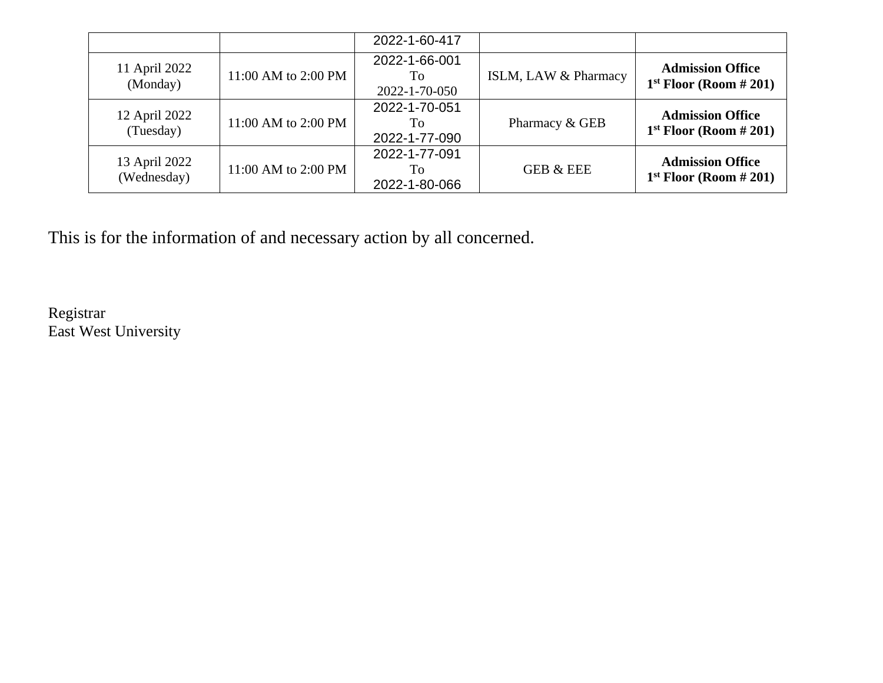| | | | | |
|---|---|---|---|---|
| | | 2022-1-60-417 | | |
| 11 April 2022 (Monday) | 11:00 AM to 2:00 PM | 2022-1-66-001 To 2022-1-70-050 | ISLM, LAW & Pharmacy | **Admission Office 1st Floor (Room # 201)** |
| 12 April 2022 (Tuesday) | 11:00 AM to 2:00 PM | 2022-1-70-051 To 2022-1-77-090 | Pharmacy & GEB | **Admission Office 1st Floor (Room # 201)** |
| 13 April 2022 (Wednesday) | 11:00 AM to 2:00 PM | 2022-1-77-091 To 2022-1-80-066 | GEB & EEE | **Admission Office 1st Floor (Room # 201)** |

This is for the information of and necessary action by all concerned.

Registrar
East West University